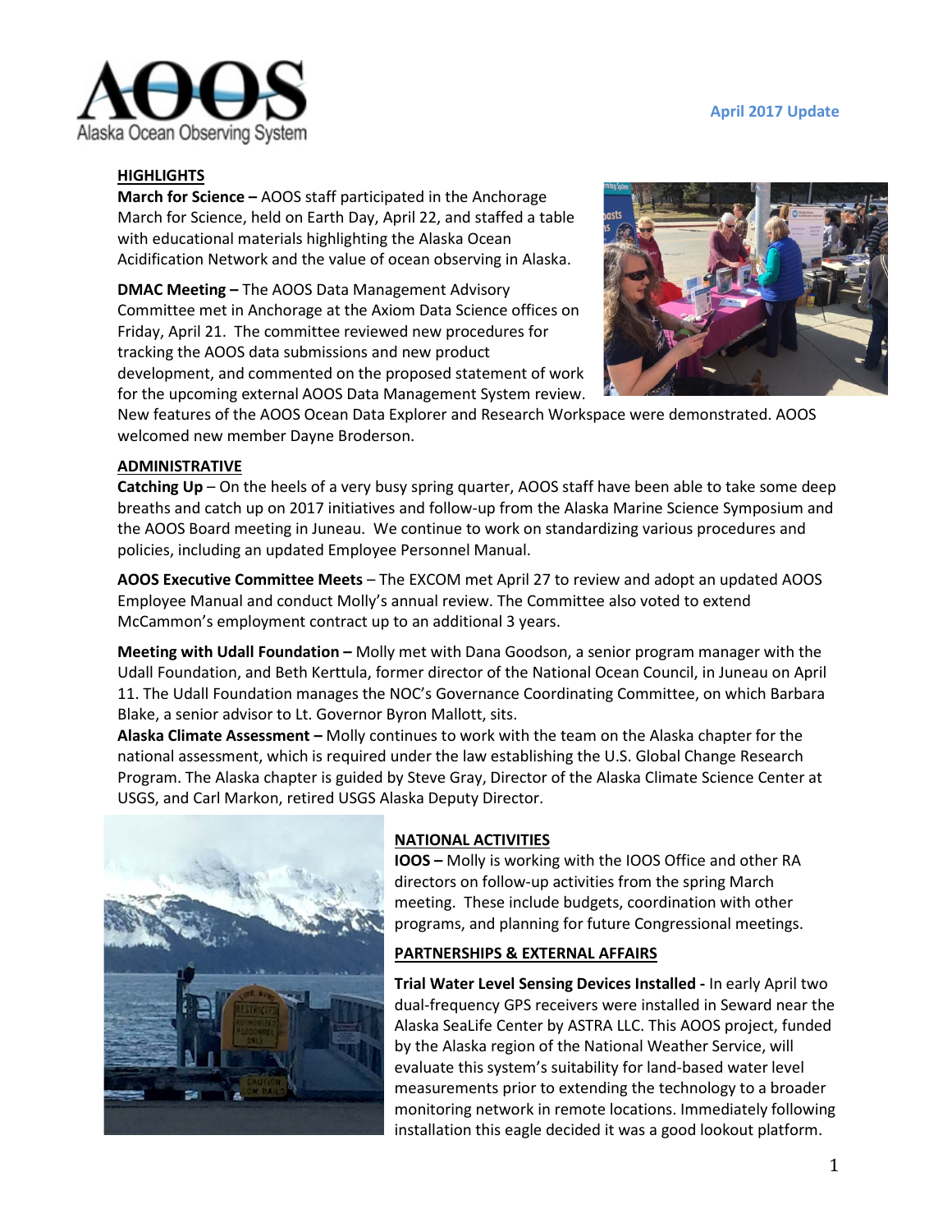AOOS Alaska Ocean Observing System

April 2017 Update

## HIGHLIGHTS

**March for Science –** AOOS staff participated in the Anchorage March for Science, held on Earth Day, April 22, and staffed a table with educational materials highlighting the Alaska Ocean Acidification Network and the value of ocean observing in Alaska.

**DMAC Meeting –** The AOOS Data Management Advisory Committee met in Anchorage at the Axiom Data Science offices on Friday, April 21. The committee reviewed new procedures for tracking the AOOS data submissions and new product development, and commented on the proposed statement of work for the upcoming external AOOS Data Management System review. New features of the AOOS Ocean Data Explorer and Research Workspace were demonstrated. AOOS welcomed new member Dayne Broderson.

## ADMINISTRATIVE

**Catching Up** – On the heels of a very busy spring quarter, AOOS staff have been able to take some deep breaths and catch up on 2017 initiatives and follow-up from the Alaska Marine Science Symposium and the AOOS Board meeting in Juneau. We continue to work on standardizing various procedures and policies, including an updated Employee Personnel Manual.

**AOOS Executive Committee Meets** – The EXCOM met April 27 to review and adopt an updated AOOS Employee Manual and conduct Molly's annual review. The Committee also voted to extend McCammon's employment contract up to an additional 3 years.

**Meeting with Udall Foundation –** Molly met with Dana Goodson, a senior program manager with the Udall Foundation, and Beth Kerttula, former director of the National Ocean Council, in Juneau on April 11. The Udall Foundation manages the NOC's Governance Coordinating Committee, on which Barbara Blake, a senior advisor to Lt. Governor Byron Mallott, sits.

**Alaska Climate Assessment –** Molly continues to work with the team on the Alaska chapter for the national assessment, which is required under the law establishing the U.S. Global Change Research Program. The Alaska chapter is guided by Steve Gray, Director of the Alaska Climate Science Center at USGS, and Carl Markon, retired USGS Alaska Deputy Director.

## NATIONAL ACTIVITIES

**IOOS –** Molly is working with the IOOS Office and other RA directors on follow-up activities from the spring March meeting. These include budgets, coordination with other programs, and planning for future Congressional meetings.

## PARTNERSHIPS & EXTERNAL AFFAIRS

**Trial Water Level Sensing Devices Installed -** In early April two dual-frequency GPS receivers were installed in Seward near the Alaska SeaLife Center by ASTRA LLC. This AOOS project, funded by the Alaska region of the National Weather Service, will evaluate this system's suitability for land-based water level measurements prior to extending the technology to a broader monitoring network in remote locations. Immediately following installation this eagle decided it was a good lookout platform.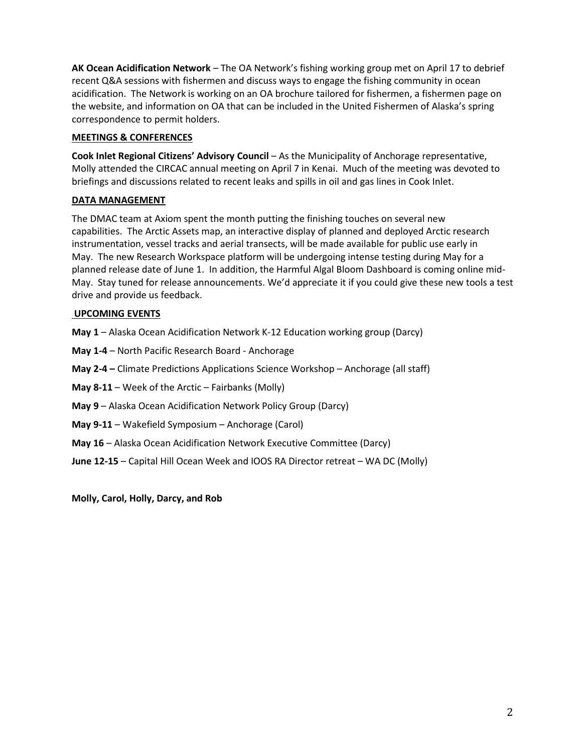**AK Ocean Acidification Network** – The OA Network's fishing working group met on April 17 to debrief recent Q&A sessions with fishermen and discuss ways to engage the fishing community in ocean acidification. The Network is working on an OA brochure tailored for fishermen, a fishermen page on the website, and information on OA that can be included in the United Fishermen of Alaska's spring correspondence to permit holders.

**MEETINGS & CONFERENCES**

**Cook Inlet Regional Citizens' Advisory Council** – As the Municipality of Anchorage representative, Molly attended the CIRCAC annual meeting on April 7 in Kenai. Much of the meeting was devoted to briefings and discussions related to recent leaks and spills in oil and gas lines in Cook Inlet.

**DATA MANAGEMENT**

The DMAC team at Axiom spent the month putting the finishing touches on several new capabilities. The Arctic Assets map, an interactive display of planned and deployed Arctic research instrumentation, vessel tracks and aerial transects, will be made available for public use early in May. The new Research Workspace platform will be undergoing intense testing during May for a planned release date of June 1. In addition, the Harmful Algal Bloom Dashboard is coming online mid-May. Stay tuned for release announcements. We'd appreciate it if you could give these new tools a test drive and provide us feedback.

**UPCOMING EVENTS**

**May 1** – Alaska Ocean Acidification Network K-12 Education working group (Darcy)

**May 1-4** – North Pacific Research Board - Anchorage

**May 2-4 –** Climate Predictions Applications Science Workshop – Anchorage (all staff)

**May 8-11** – Week of the Arctic – Fairbanks (Molly)

**May 9** – Alaska Ocean Acidification Network Policy Group (Darcy)

**May 9-11** – Wakefield Symposium – Anchorage (Carol)

**May 16** – Alaska Ocean Acidification Network Executive Committee (Darcy)

**June 12-15** – Capital Hill Ocean Week and IOOS RA Director retreat – WA DC (Molly)

**Molly, Carol, Holly, Darcy, and Rob**